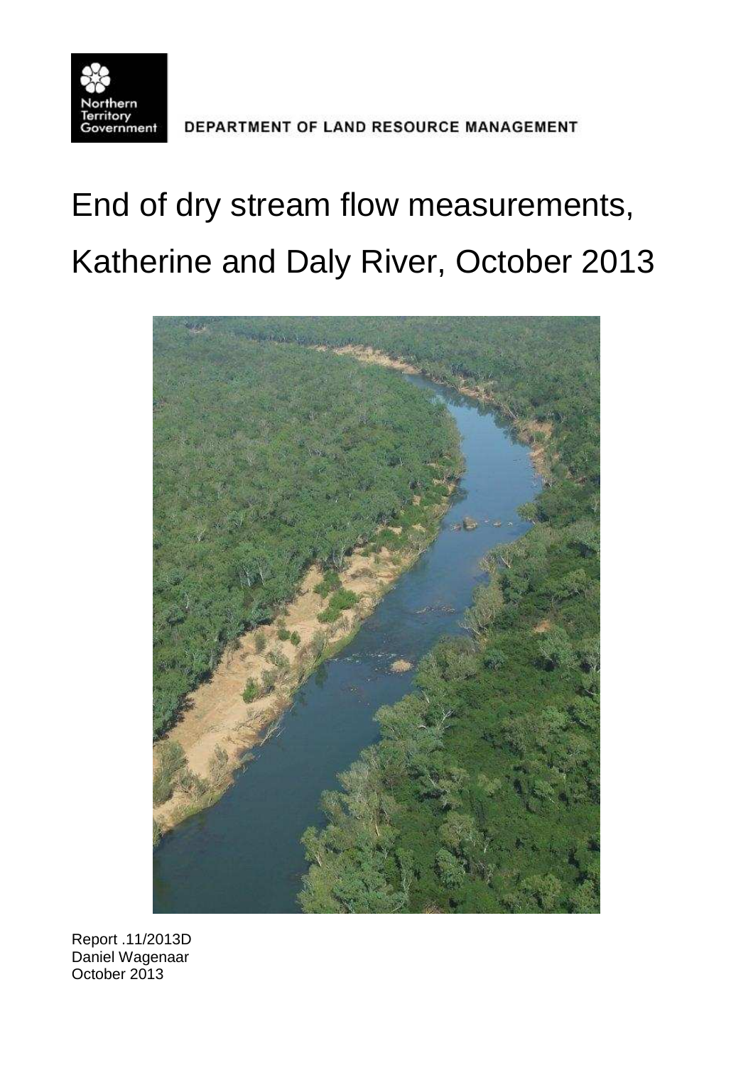Northern Territory Government

DEPARTMENT OF LAND RESOURCE MANAGEMENT

# End of dry stream flow measurements, Katherine and Daly River, October 2013

Report .11/2013D
Daniel Wagenaar
October 2013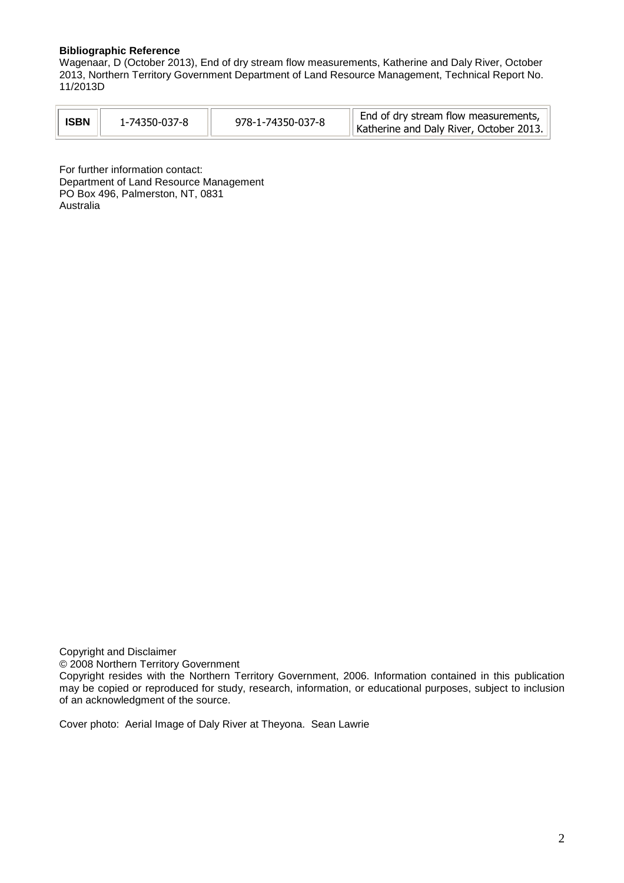**Bibliographic Reference**

Wagenaar, D (October 2013), End of dry stream flow measurements, Katherine and Daly River, October 2013, Northern Territory Government Department of Land Resource Management, Technical Report No. 11/2013D

| **ISBN** | 1-74350-037-8 | 978-1-74350-037-8 | End of dry stream flow measurements, Katherine and Daly River, October 2013. |
|---|---|---|---|

For further information contact:
Department of Land Resource Management
PO Box 496, Palmerston, NT, 0831
Australia

Copyright and Disclaimer
© 2008 Northern Territory Government
Copyright resides with the Northern Territory Government, 2006. Information contained in this publication may be copied or reproduced for study, research, information, or educational purposes, subject to inclusion of an acknowledgment of the source.

Cover photo: Aerial Image of Daly River at Theyona. Sean Lawrie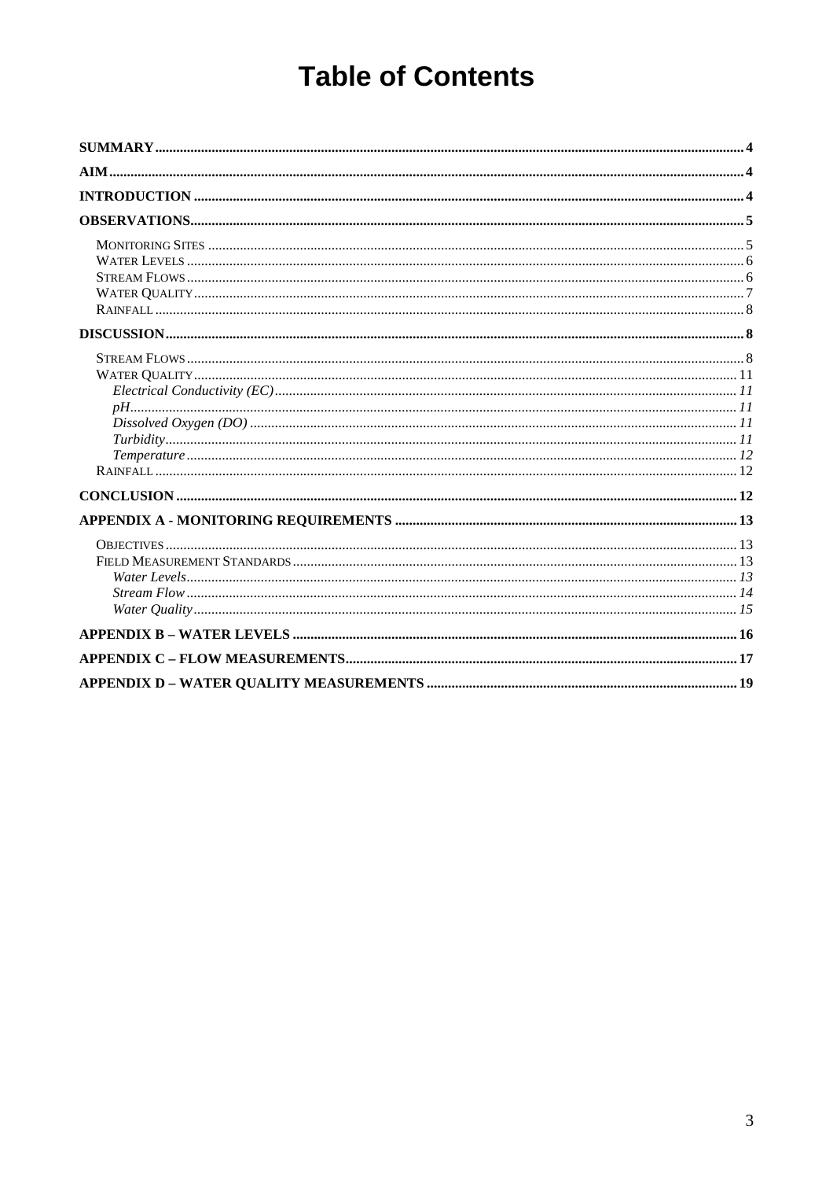# Table of Contents

**SUMMARY** .......... 4

**AIM** .......... 4

**INTRODUCTION** .......... 4

**OBSERVATIONS** .......... 5

- MONITORING SITES .......... 5
- WATER LEVELS .......... 6
- STREAM FLOWS .......... 6
- WATER QUALITY .......... 7
- RAINFALL .......... 8

**DISCUSSION** .......... 8

- STREAM FLOWS .......... 8
- WATER QUALITY .......... 11
  - *Electrical Conductivity (EC)* .......... 11
  - *pH* .......... 11
  - *Dissolved Oxygen (DO)* .......... 11
  - *Turbidity* .......... 11
  - *Temperature* .......... 12
- RAINFALL .......... 12

**CONCLUSION** .......... 12

**APPENDIX A - MONITORING REQUIREMENTS** .......... 13

- OBJECTIVES .......... 13
- FIELD MEASUREMENT STANDARDS .......... 13
  - *Water Levels* .......... 13
  - *Stream Flow* .......... 14
  - *Water Quality* .......... 15

**APPENDIX B – WATER LEVELS** .......... 16

**APPENDIX C – FLOW MEASUREMENTS** .......... 17

**APPENDIX D – WATER QUALITY MEASUREMENTS** .......... 19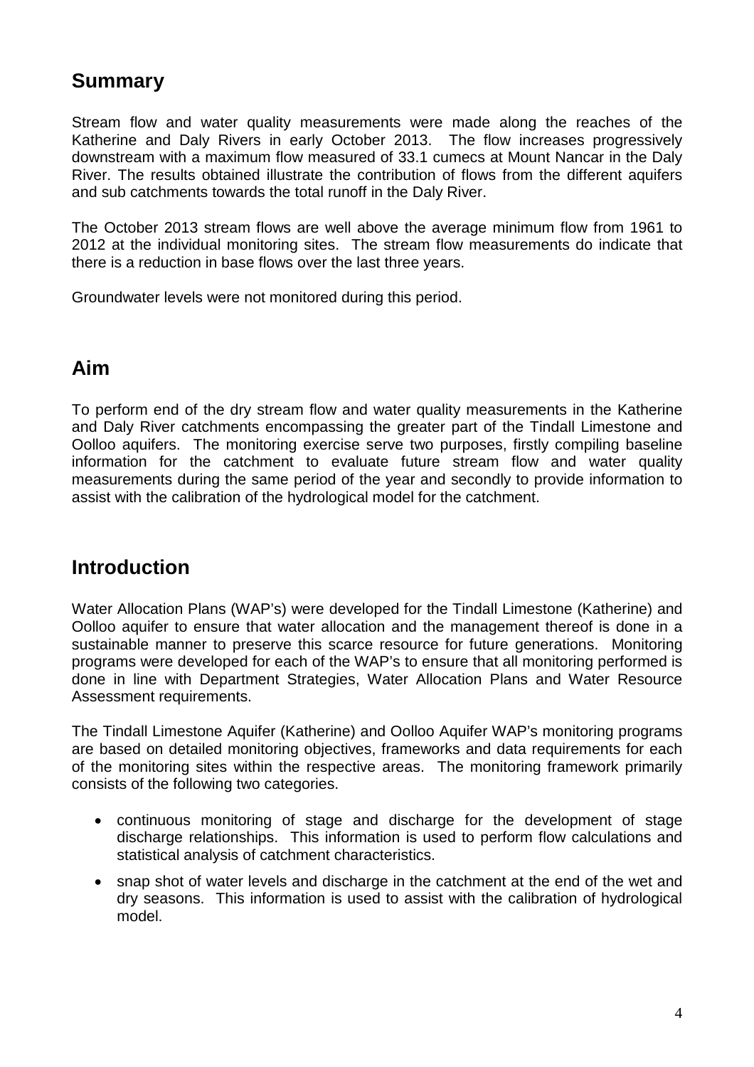## Summary

Stream flow and water quality measurements were made along the reaches of the Katherine and Daly Rivers in early October 2013. The flow increases progressively downstream with a maximum flow measured of 33.1 cumecs at Mount Nancar in the Daly River. The results obtained illustrate the contribution of flows from the different aquifers and sub catchments towards the total runoff in the Daly River.

The October 2013 stream flows are well above the average minimum flow from 1961 to 2012 at the individual monitoring sites. The stream flow measurements do indicate that there is a reduction in base flows over the last three years.

Groundwater levels were not monitored during this period.

## Aim

To perform end of the dry stream flow and water quality measurements in the Katherine and Daly River catchments encompassing the greater part of the Tindall Limestone and Oolloo aquifers. The monitoring exercise serve two purposes, firstly compiling baseline information for the catchment to evaluate future stream flow and water quality measurements during the same period of the year and secondly to provide information to assist with the calibration of the hydrological model for the catchment.

## Introduction

Water Allocation Plans (WAP's) were developed for the Tindall Limestone (Katherine) and Oolloo aquifer to ensure that water allocation and the management thereof is done in a sustainable manner to preserve this scarce resource for future generations. Monitoring programs were developed for each of the WAP's to ensure that all monitoring performed is done in line with Department Strategies, Water Allocation Plans and Water Resource Assessment requirements.

The Tindall Limestone Aquifer (Katherine) and Oolloo Aquifer WAP's monitoring programs are based on detailed monitoring objectives, frameworks and data requirements for each of the monitoring sites within the respective areas. The monitoring framework primarily consists of the following two categories.

- continuous monitoring of stage and discharge for the development of stage discharge relationships. This information is used to perform flow calculations and statistical analysis of catchment characteristics.
- snap shot of water levels and discharge in the catchment at the end of the wet and dry seasons. This information is used to assist with the calibration of hydrological model.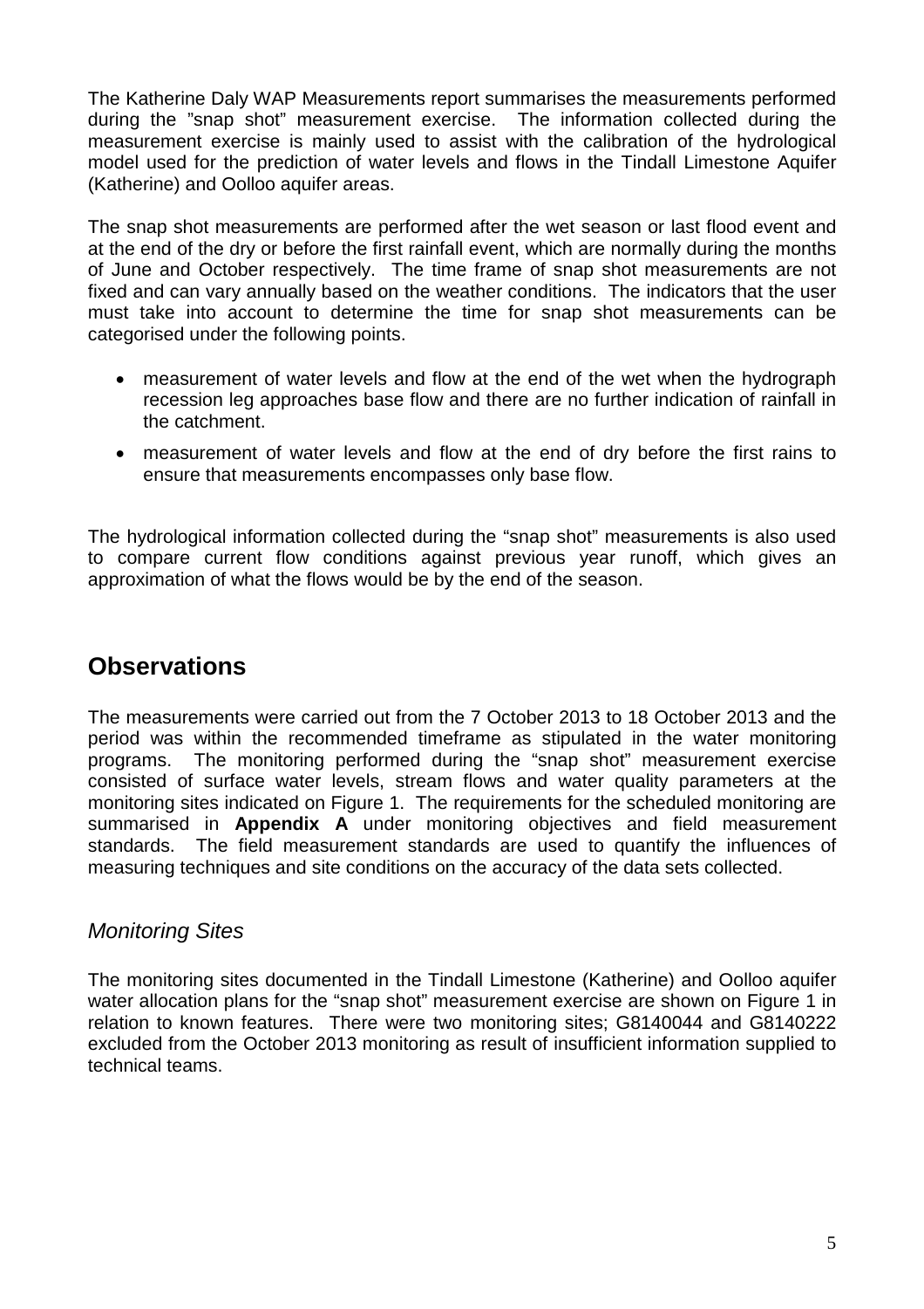The Katherine Daly WAP Measurements report summarises the measurements performed during the "snap shot" measurement exercise. The information collected during the measurement exercise is mainly used to assist with the calibration of the hydrological model used for the prediction of water levels and flows in the Tindall Limestone Aquifer (Katherine) and Oolloo aquifer areas.

The snap shot measurements are performed after the wet season or last flood event and at the end of the dry or before the first rainfall event, which are normally during the months of June and October respectively. The time frame of snap shot measurements are not fixed and can vary annually based on the weather conditions. The indicators that the user must take into account to determine the time for snap shot measurements can be categorised under the following points.

- measurement of water levels and flow at the end of the wet when the hydrograph recession leg approaches base flow and there are no further indication of rainfall in the catchment.
- measurement of water levels and flow at the end of dry before the first rains to ensure that measurements encompasses only base flow.

The hydrological information collected during the "snap shot" measurements is also used to compare current flow conditions against previous year runoff, which gives an approximation of what the flows would be by the end of the season.

## Observations

The measurements were carried out from the 7 October 2013 to 18 October 2013 and the period was within the recommended timeframe as stipulated in the water monitoring programs. The monitoring performed during the "snap shot" measurement exercise consisted of surface water levels, stream flows and water quality parameters at the monitoring sites indicated on Figure 1. The requirements for the scheduled monitoring are summarised in **Appendix A** under monitoring objectives and field measurement standards. The field measurement standards are used to quantify the influences of measuring techniques and site conditions on the accuracy of the data sets collected.

### *Monitoring Sites*

The monitoring sites documented in the Tindall Limestone (Katherine) and Oolloo aquifer water allocation plans for the "snap shot" measurement exercise are shown on Figure 1 in relation to known features. There were two monitoring sites; G8140044 and G8140222 excluded from the October 2013 monitoring as result of insufficient information supplied to technical teams.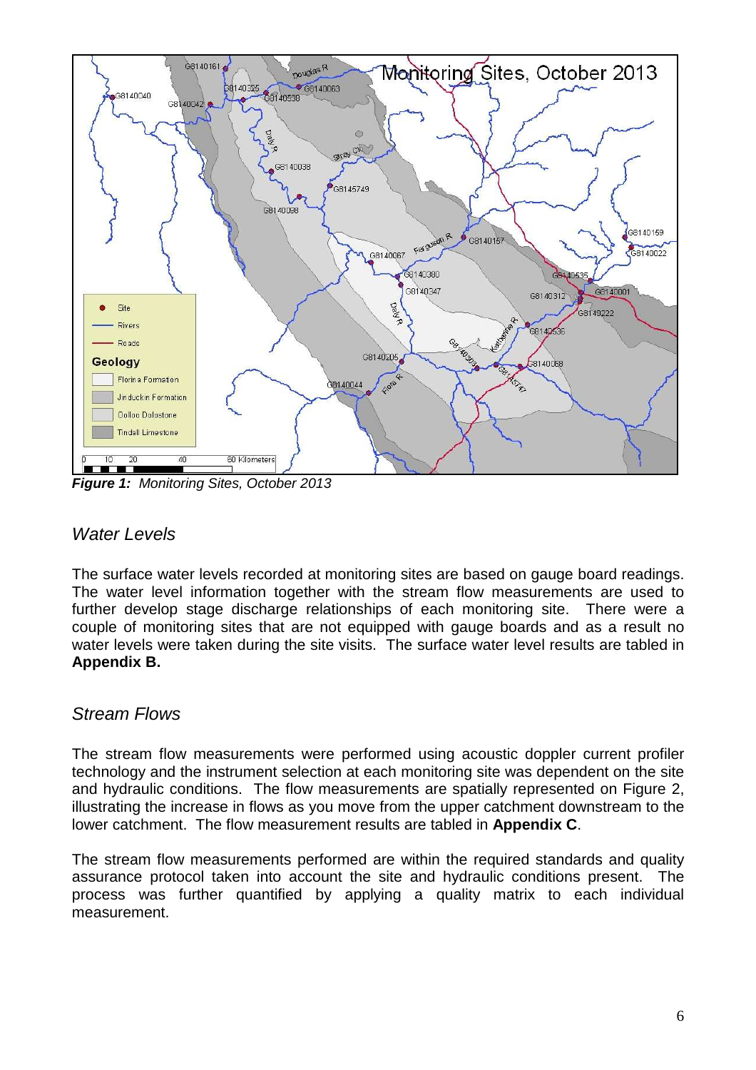***Figure 1:** Monitoring Sites, October 2013*

## *Water Levels*

The surface water levels recorded at monitoring sites are based on gauge board readings. The water level information together with the stream flow measurements are used to further develop stage discharge relationships of each monitoring site. There were a couple of monitoring sites that are not equipped with gauge boards and as a result no water levels were taken during the site visits. The surface water level results are tabled in **Appendix B.**

## *Stream Flows*

The stream flow measurements were performed using acoustic doppler current profiler technology and the instrument selection at each monitoring site was dependent on the site and hydraulic conditions. The flow measurements are spatially represented on Figure 2, illustrating the increase in flows as you move from the upper catchment downstream to the lower catchment. The flow measurement results are tabled in **Appendix C**.

The stream flow measurements performed are within the required standards and quality assurance protocol taken into account the site and hydraulic conditions present. The process was further quantified by applying a quality matrix to each individual measurement.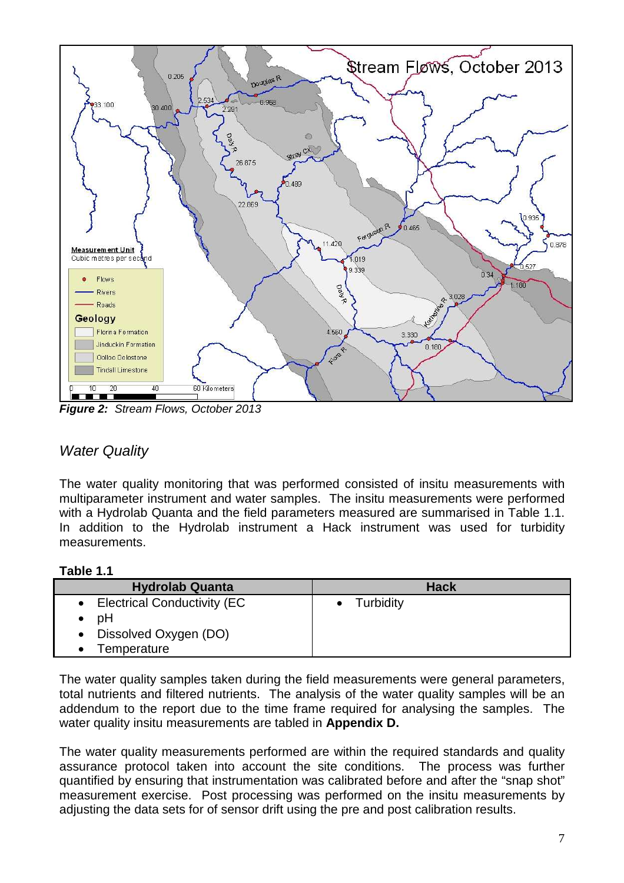***Figure 2:** Stream Flows, October 2013*

## *Water Quality*

The water quality monitoring that was performed consisted of insitu measurements with multiparameter instrument and water samples. The insitu measurements were performed with a Hydrolab Quanta and the field parameters measured are summarised in Table 1.1. In addition to the Hydrolab instrument a Hack instrument was used for turbidity measurements.

**Table 1.1**

| Hydrolab Quanta | Hack |
|---|---|
| • Electrical Conductivity (EC<br>• pH<br>• Dissolved Oxygen (DO)<br>• Temperature | • Turbidity |

The water quality samples taken during the field measurements were general parameters, total nutrients and filtered nutrients. The analysis of the water quality samples will be an addendum to the report due to the time frame required for analysing the samples. The water quality insitu measurements are tabled in **Appendix D.**

The water quality measurements performed are within the required standards and quality assurance protocol taken into account the site conditions. The process was further quantified by ensuring that instrumentation was calibrated before and after the "snap shot" measurement exercise. Post processing was performed on the insitu measurements by adjusting the data sets for of sensor drift using the pre and post calibration results.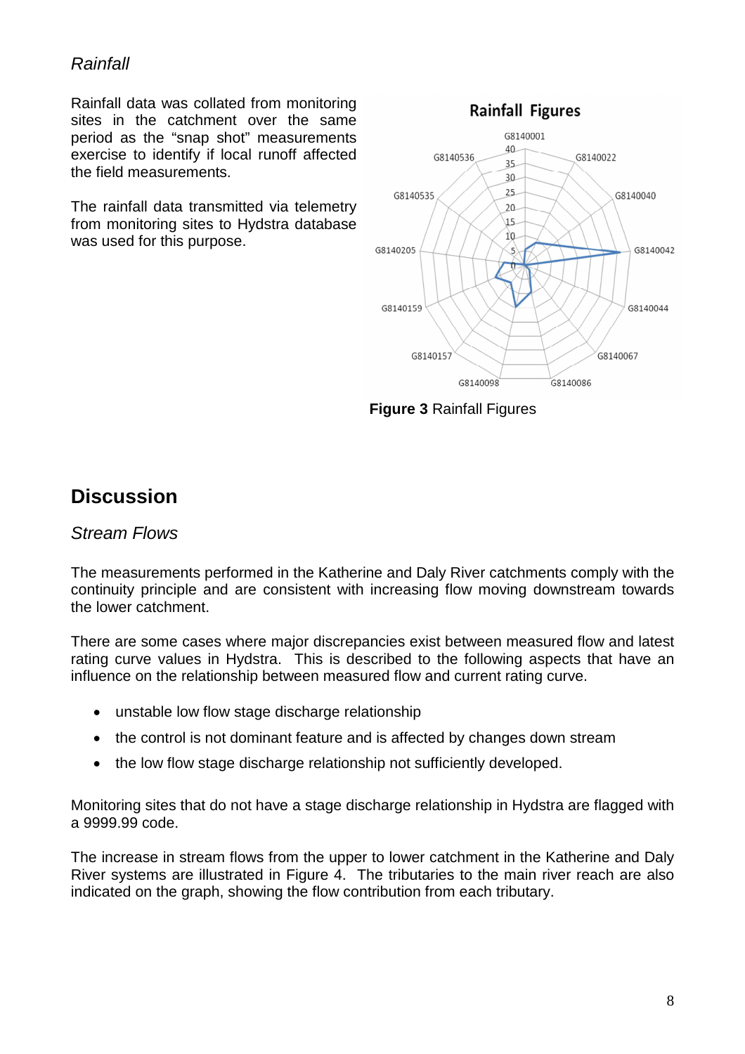### *Rainfall*

Rainfall data was collated from monitoring sites in the catchment over the same period as the "snap shot" measurements exercise to identify if local runoff affected the field measurements.

The rainfall data transmitted via telemetry from monitoring sites to Hydstra database was used for this purpose.

**Figure 3** Rainfall Figures

## Discussion

### *Stream Flows*

The measurements performed in the Katherine and Daly River catchments comply with the continuity principle and are consistent with increasing flow moving downstream towards the lower catchment.

There are some cases where major discrepancies exist between measured flow and latest rating curve values in Hydstra. This is described to the following aspects that have an influence on the relationship between measured flow and current rating curve.

- unstable low flow stage discharge relationship
- the control is not dominant feature and is affected by changes down stream
- the low flow stage discharge relationship not sufficiently developed.

Monitoring sites that do not have a stage discharge relationship in Hydstra are flagged with a 9999.99 code.

The increase in stream flows from the upper to lower catchment in the Katherine and Daly River systems are illustrated in Figure 4. The tributaries to the main river reach are also indicated on the graph, showing the flow contribution from each tributary.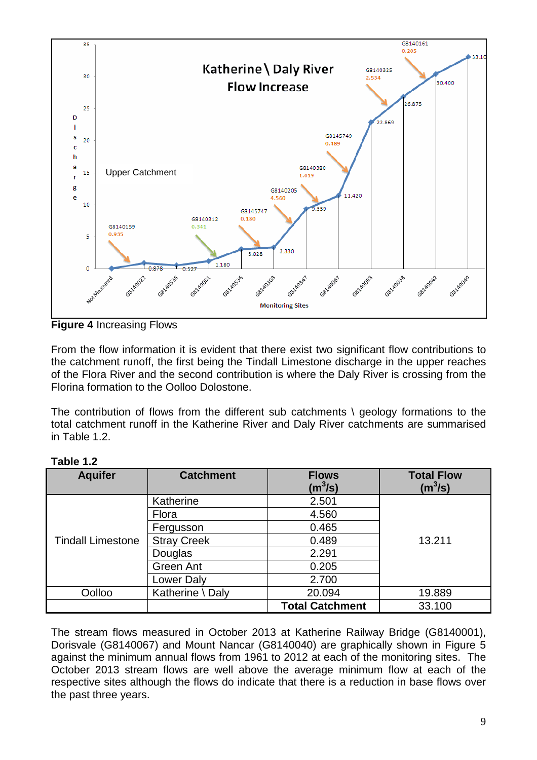**Figure 4** Increasing Flows

From the flow information it is evident that there exist two significant flow contributions to the catchment runoff, the first being the Tindall Limestone discharge in the upper reaches of the Flora River and the second contribution is where the Daly River is crossing from the Florina formation to the Oolloo Dolostone.

The contribution of flows from the different sub catchments \ geology formations to the total catchment runoff in the Katherine River and Daly River catchments are summarised in Table 1.2.

**Table 1.2**

| Aquifer | Catchment | Flows ($m^3/s$) | Total Flow ($m^3/s$) |
|---|---|---|---|
| Tindall Limestone | Katherine | 2.501 | 13.211 |
| | Flora | 4.560 | |
| | Fergusson | 0.465 | |
| | Stray Creek | 0.489 | |
| | Douglas | 2.291 | |
| | Green Ant | 0.205 | |
| | Lower Daly | 2.700 | |
| Oolloo | Katherine \ Daly | 20.094 | 19.889 |
| | | **Total Catchment** | 33.100 |

The stream flows measured in October 2013 at Katherine Railway Bridge (G8140001), Dorisvale (G8140067) and Mount Nancar (G8140040) are graphically shown in Figure 5 against the minimum annual flows from 1961 to 2012 at each of the monitoring sites. The October 2013 stream flows are well above the average minimum flow at each of the respective sites although the flows do indicate that there is a reduction in base flows over the past three years.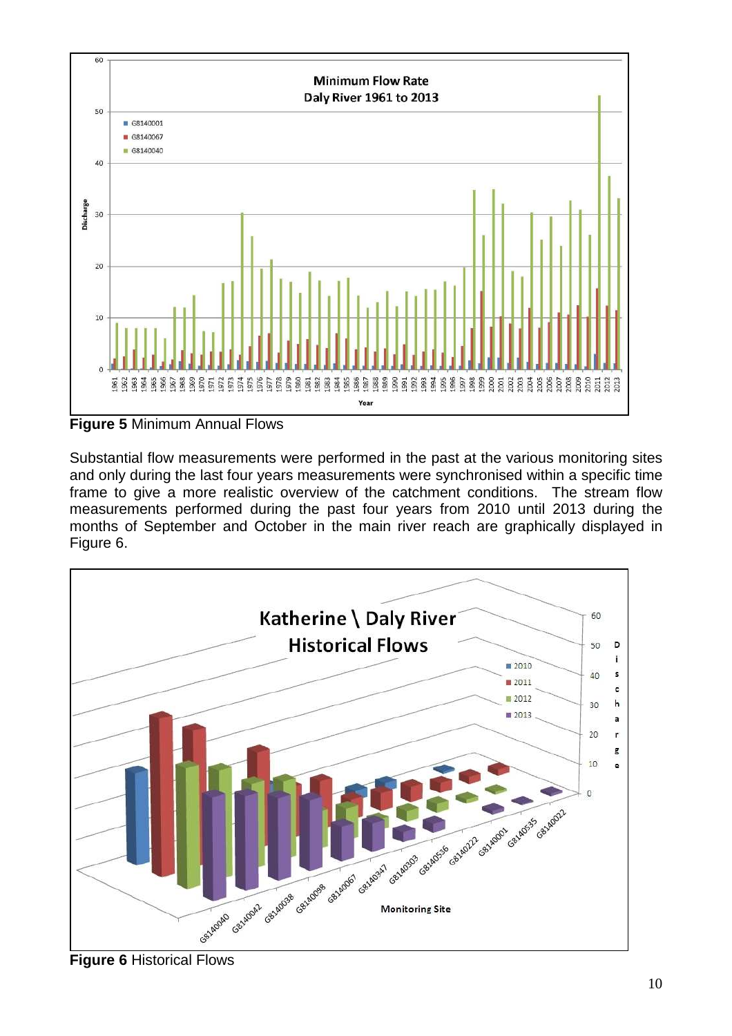**Figure 5** Minimum Annual Flows

Substantial flow measurements were performed in the past at the various monitoring sites and only during the last four years measurements were synchronised within a specific time frame to give a more realistic overview of the catchment conditions. The stream flow measurements performed during the past four years from 2010 until 2013 during the months of September and October in the main river reach are graphically displayed in Figure 6.

**Figure 6** Historical Flows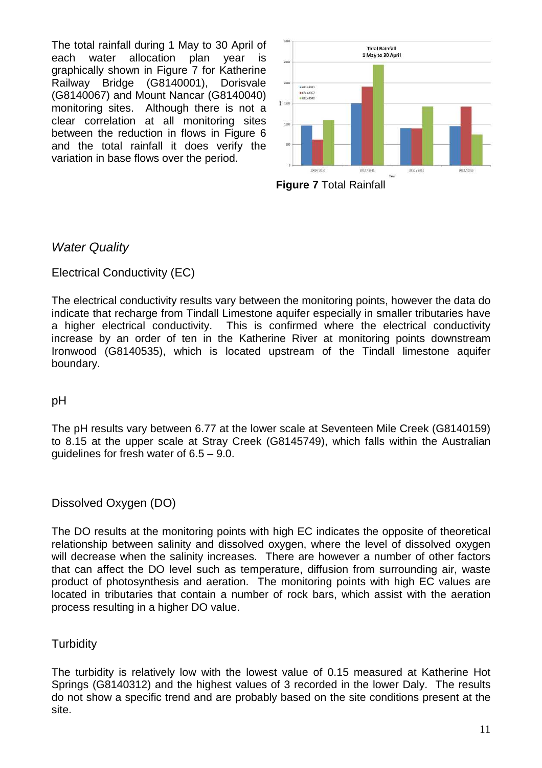The total rainfall during 1 May to 30 April of each water allocation plan year is graphically shown in Figure 7 for Katherine Railway Bridge (G8140001), Dorisvale (G8140067) and Mount Nancar (G8140040) monitoring sites. Although there is not a clear correlation at all monitoring sites between the reduction in flows in Figure 6 and the total rainfall it does verify the variation in base flows over the period.

**Figure 7** Total Rainfall

## *Water Quality*

### Electrical Conductivity (EC)

The electrical conductivity results vary between the monitoring points, however the data do indicate that recharge from Tindall Limestone aquifer especially in smaller tributaries have a higher electrical conductivity. This is confirmed where the electrical conductivity increase by an order of ten in the Katherine River at monitoring points downstream Ironwood (G8140535), which is located upstream of the Tindall limestone aquifer boundary.

### pH

The pH results vary between 6.77 at the lower scale at Seventeen Mile Creek (G8140159) to 8.15 at the upper scale at Stray Creek (G8145749), which falls within the Australian guidelines for fresh water of 6.5 – 9.0.

### Dissolved Oxygen (DO)

The DO results at the monitoring points with high EC indicates the opposite of theoretical relationship between salinity and dissolved oxygen, where the level of dissolved oxygen will decrease when the salinity increases. There are however a number of other factors that can affect the DO level such as temperature, diffusion from surrounding air, waste product of photosynthesis and aeration. The monitoring points with high EC values are located in tributaries that contain a number of rock bars, which assist with the aeration process resulting in a higher DO value.

### Turbidity

The turbidity is relatively low with the lowest value of 0.15 measured at Katherine Hot Springs (G8140312) and the highest values of 3 recorded in the lower Daly. The results do not show a specific trend and are probably based on the site conditions present at the site.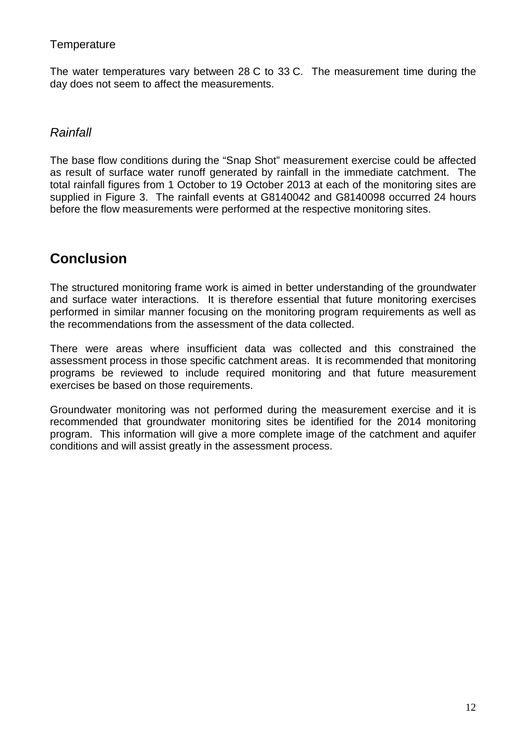Temperature

The water temperatures vary between 28 C to 33 C. The measurement time during the day does not seem to affect the measurements.

*Rainfall*

The base flow conditions during the "Snap Shot" measurement exercise could be affected as result of surface water runoff generated by rainfall in the immediate catchment. The total rainfall figures from 1 October to 19 October 2013 at each of the monitoring sites are supplied in Figure 3. The rainfall events at G8140042 and G8140098 occurred 24 hours before the flow measurements were performed at the respective monitoring sites.

## Conclusion

The structured monitoring frame work is aimed in better understanding of the groundwater and surface water interactions. It is therefore essential that future monitoring exercises performed in similar manner focusing on the monitoring program requirements as well as the recommendations from the assessment of the data collected.

There were areas where insufficient data was collected and this constrained the assessment process in those specific catchment areas. It is recommended that monitoring programs be reviewed to include required monitoring and that future measurement exercises be based on those requirements.

Groundwater monitoring was not performed during the measurement exercise and it is recommended that groundwater monitoring sites be identified for the 2014 monitoring program. This information will give a more complete image of the catchment and aquifer conditions and will assist greatly in the assessment process.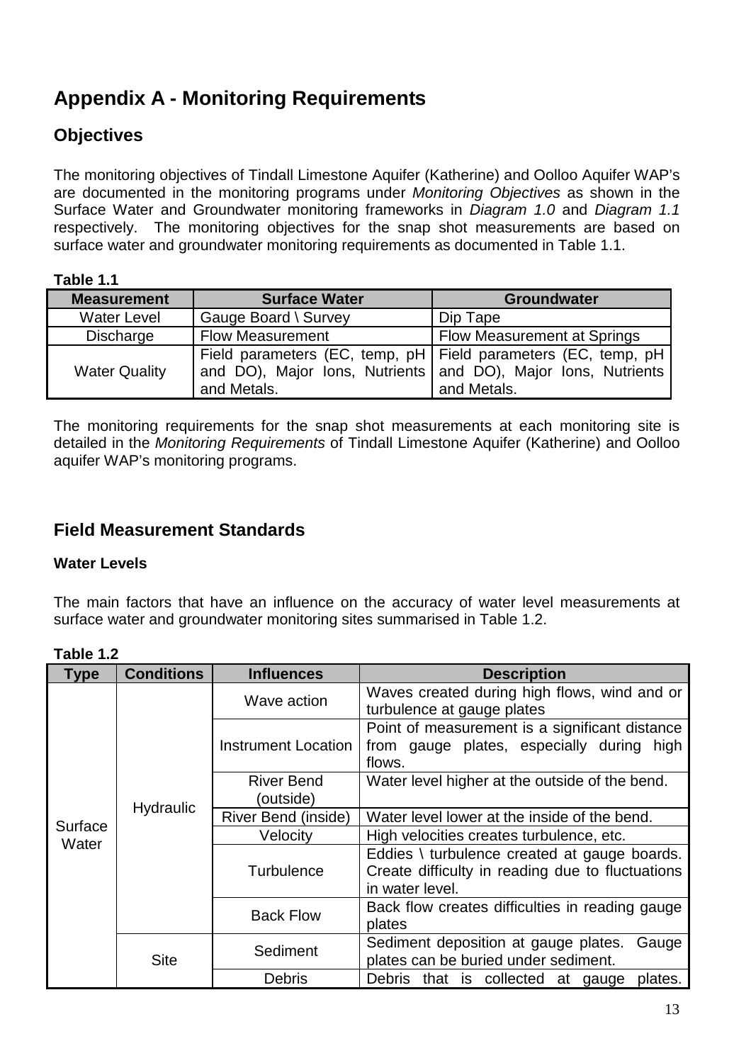# Appendix A - Monitoring Requirements

## Objectives

The monitoring objectives of Tindall Limestone Aquifer (Katherine) and Oolloo Aquifer WAP's are documented in the monitoring programs under *Monitoring Objectives* as shown in the Surface Water and Groundwater monitoring frameworks in *Diagram 1.0* and *Diagram 1.1* respectively. The monitoring objectives for the snap shot measurements are based on surface water and groundwater monitoring requirements as documented in Table 1.1.

**Table 1.1**

| Measurement | Surface Water | Groundwater |
|---|---|---|
| Water Level | Gauge Board \ Survey | Dip Tape |
| Discharge | Flow Measurement | Flow Measurement at Springs |
| Water Quality | Field parameters (EC, temp, pH and DO), Major Ions, Nutrients and Metals. | Field parameters (EC, temp, pH and DO), Major Ions, Nutrients and Metals. |

The monitoring requirements for the snap shot measurements at each monitoring site is detailed in the *Monitoring Requirements* of Tindall Limestone Aquifer (Katherine) and Oolloo aquifer WAP's monitoring programs.

## Field Measurement Standards

### Water Levels

The main factors that have an influence on the accuracy of water level measurements at surface water and groundwater monitoring sites summarised in Table 1.2.

**Table 1.2**

| Type | Conditions | Influences | Description |
|---|---|---|---|
| Surface Water | Hydraulic | Wave action | Waves created during high flows, wind and or turbulence at gauge plates |
| | | Instrument Location | Point of measurement is a significant distance from gauge plates, especially during high flows. |
| | | River Bend (outside) | Water level higher at the outside of the bend. |
| | | River Bend (inside) | Water level lower at the inside of the bend. |
| | | Velocity | High velocities creates turbulence, etc. |
| | | Turbulence | Eddies \ turbulence created at gauge boards. Create difficulty in reading due to fluctuations in water level. |
| | | Back Flow | Back flow creates difficulties in reading gauge plates |
| | Site | Sediment | Sediment deposition at gauge plates. Gauge plates can be buried under sediment. |
| | | Debris | Debris that is collected at gauge plates. |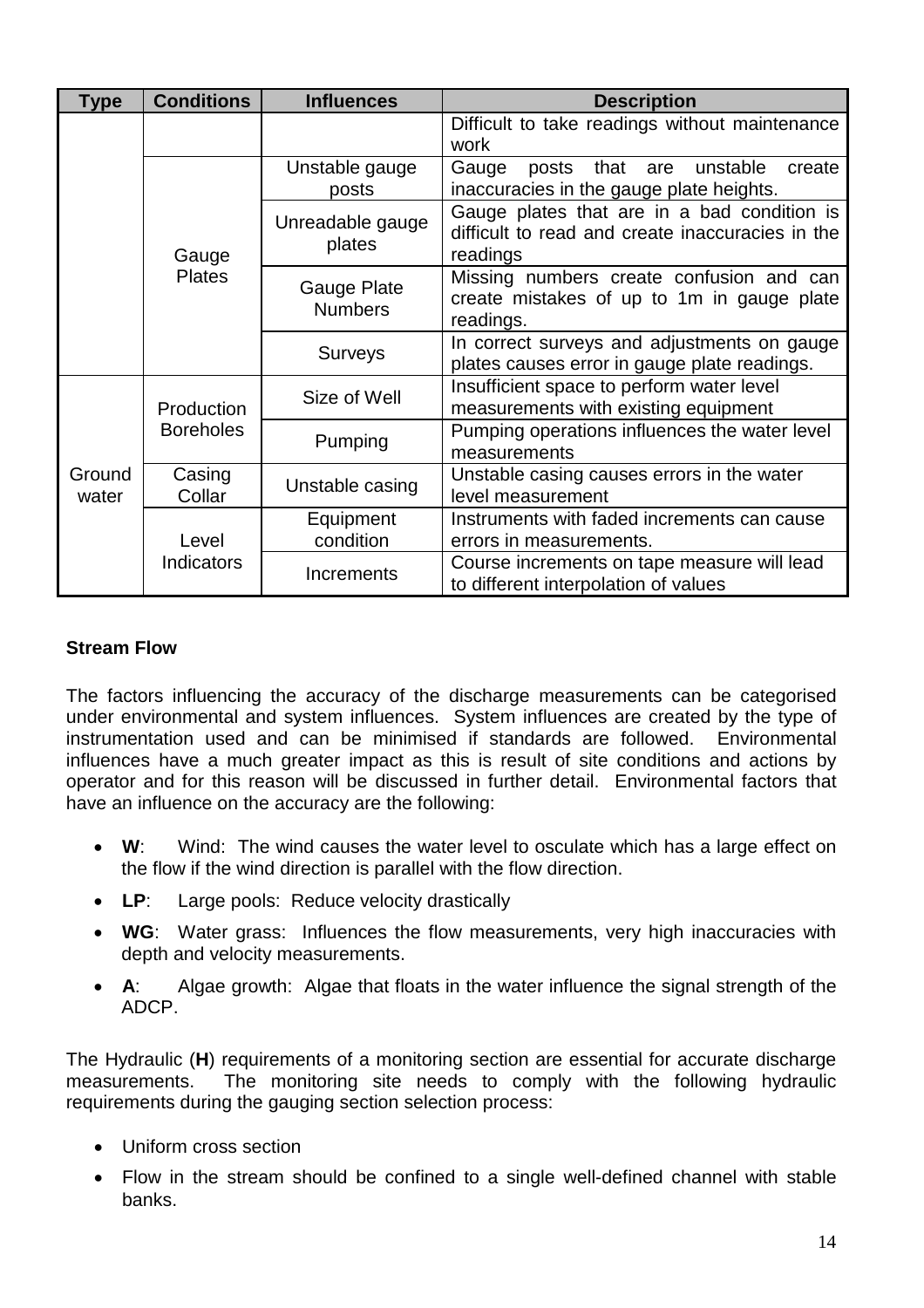| Type | Conditions | Influences | Description |
|---|---|---|---|
| | | | Difficult to take readings without maintenance work |
| | Gauge Plates | Unstable gauge posts | Gauge posts that are unstable create inaccuracies in the gauge plate heights. |
| | | Unreadable gauge plates | Gauge plates that are in a bad condition is difficult to read and create inaccuracies in the readings |
| | | Gauge Plate Numbers | Missing numbers create confusion and can create mistakes of up to 1m in gauge plate readings. |
| | | Surveys | In correct surveys and adjustments on gauge plates causes error in gauge plate readings. |
| Ground water | Production Boreholes | Size of Well | Insufficient space to perform water level measurements with existing equipment |
| | | Pumping | Pumping operations influences the water level measurements |
| | Casing Collar | Unstable casing | Unstable casing causes errors in the water level measurement |
| | Level Indicators | Equipment condition | Instruments with faded increments can cause errors in measurements. |
| | | Increments | Course increments on tape measure will lead to different interpolation of values |

**Stream Flow**

The factors influencing the accuracy of the discharge measurements can be categorised under environmental and system influences. System influences are created by the type of instrumentation used and can be minimised if standards are followed. Environmental influences have a much greater impact as this is result of site conditions and actions by operator and for this reason will be discussed in further detail. Environmental factors that have an influence on the accuracy are the following:

- **W**: Wind: The wind causes the water level to osculate which has a large effect on the flow if the wind direction is parallel with the flow direction.
- **LP**: Large pools: Reduce velocity drastically
- **WG**: Water grass: Influences the flow measurements, very high inaccuracies with depth and velocity measurements.
- **A**: Algae growth: Algae that floats in the water influence the signal strength of the ADCP.

The Hydraulic (**H**) requirements of a monitoring section are essential for accurate discharge measurements. The monitoring site needs to comply with the following hydraulic requirements during the gauging section selection process:

- Uniform cross section
- Flow in the stream should be confined to a single well-defined channel with stable banks.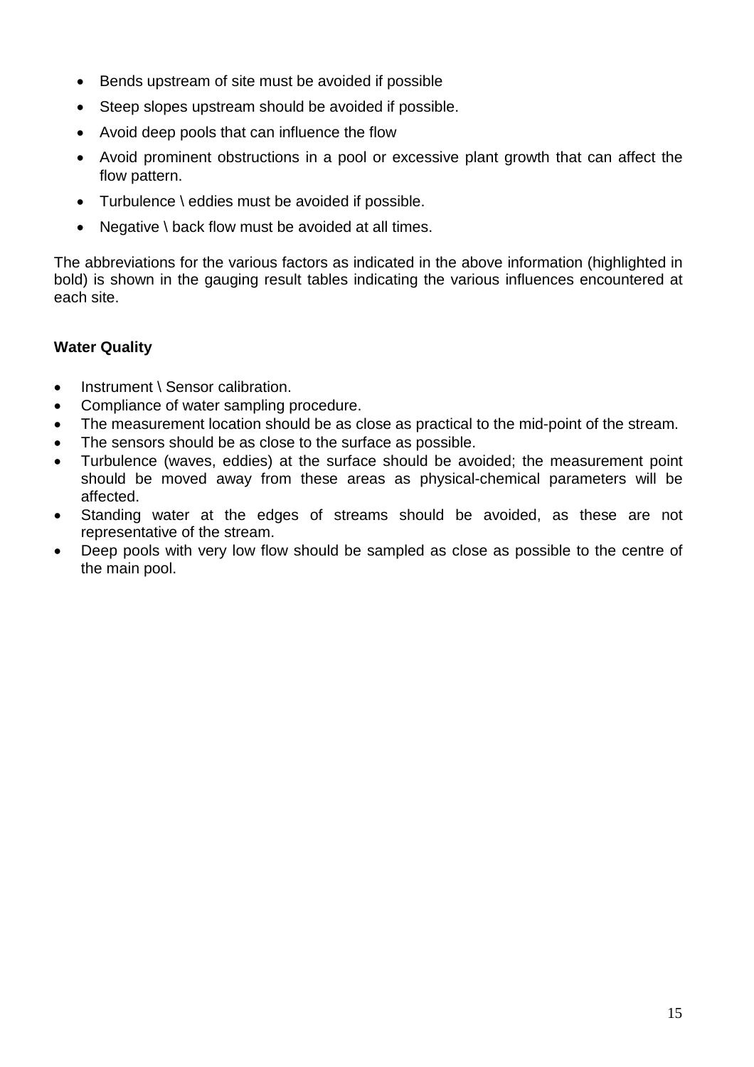- Bends upstream of site must be avoided if possible
- Steep slopes upstream should be avoided if possible.
- Avoid deep pools that can influence the flow
- Avoid prominent obstructions in a pool or excessive plant growth that can affect the flow pattern.
- Turbulence \ eddies must be avoided if possible.
- Negative \ back flow must be avoided at all times.

The abbreviations for the various factors as indicated in the above information (highlighted in bold) is shown in the gauging result tables indicating the various influences encountered at each site.

**Water Quality**

- Instrument \ Sensor calibration.
- Compliance of water sampling procedure.
- The measurement location should be as close as practical to the mid-point of the stream.
- The sensors should be as close to the surface as possible.
- Turbulence (waves, eddies) at the surface should be avoided; the measurement point should be moved away from these areas as physical-chemical parameters will be affected.
- Standing water at the edges of streams should be avoided, as these are not representative of the stream.
- Deep pools with very low flow should be sampled as close as possible to the centre of the main pool.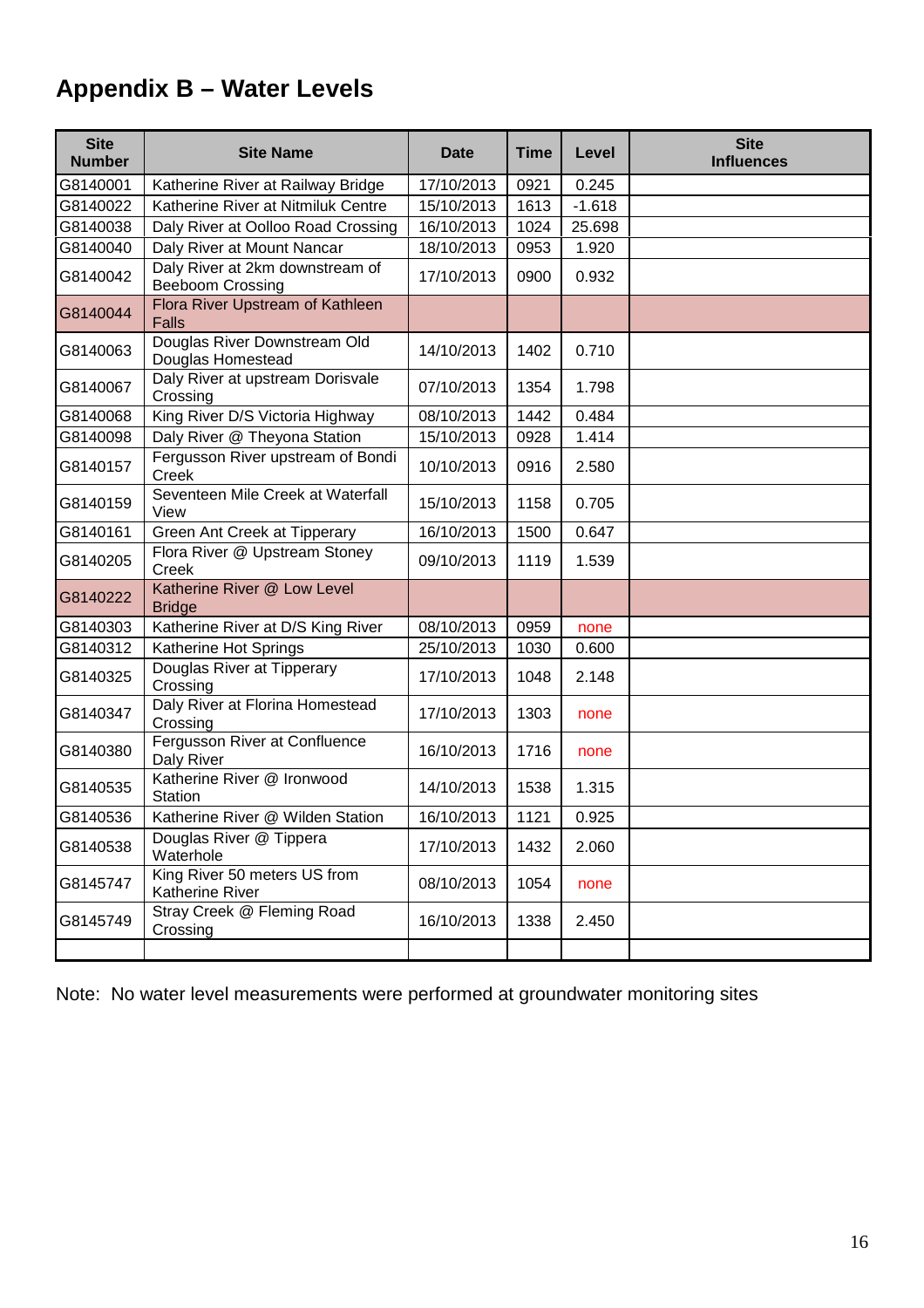# Appendix B – Water Levels

| Site Number | Site Name | Date | Time | Level | Site Influences |
|---|---|---|---|---|---|
| G8140001 | Katherine River at Railway Bridge | 17/10/2013 | 0921 | 0.245 | |
| G8140022 | Katherine River at Nitmiluk Centre | 15/10/2013 | 1613 | -1.618 | |
| G8140038 | Daly River at Oolloo Road Crossing | 16/10/2013 | 1024 | 25.698 | |
| G8140040 | Daly River at Mount Nancar | 18/10/2013 | 0953 | 1.920 | |
| G8140042 | Daly River at 2km downstream of Beeboom Crossing | 17/10/2013 | 0900 | 0.932 | |
| G8140044 | Flora River Upstream of Kathleen Falls | | | | |
| G8140063 | Douglas River Downstream Old Douglas Homestead | 14/10/2013 | 1402 | 0.710 | |
| G8140067 | Daly River at upstream Dorisvale Crossing | 07/10/2013 | 1354 | 1.798 | |
| G8140068 | King River D/S Victoria Highway | 08/10/2013 | 1442 | 0.484 | |
| G8140098 | Daly River @ Theyona Station | 15/10/2013 | 0928 | 1.414 | |
| G8140157 | Fergusson River upstream of Bondi Creek | 10/10/2013 | 0916 | 2.580 | |
| G8140159 | Seventeen Mile Creek at Waterfall View | 15/10/2013 | 1158 | 0.705 | |
| G8140161 | Green Ant Creek at Tipperary | 16/10/2013 | 1500 | 0.647 | |
| G8140205 | Flora River @ Upstream Stoney Creek | 09/10/2013 | 1119 | 1.539 | |
| G8140222 | Katherine River @ Low Level Bridge | | | | |
| G8140303 | Katherine River at D/S King River | 08/10/2013 | 0959 | none | |
| G8140312 | Katherine Hot Springs | 25/10/2013 | 1030 | 0.600 | |
| G8140325 | Douglas River at Tipperary Crossing | 17/10/2013 | 1048 | 2.148 | |
| G8140347 | Daly River at Florina Homestead Crossing | 17/10/2013 | 1303 | none | |
| G8140380 | Fergusson River at Confluence Daly River | 16/10/2013 | 1716 | none | |
| G8140535 | Katherine River @ Ironwood Station | 14/10/2013 | 1538 | 1.315 | |
| G8140536 | Katherine River @ Wilden Station | 16/10/2013 | 1121 | 0.925 | |
| G8140538 | Douglas River @ Tippera Waterhole | 17/10/2013 | 1432 | 2.060 | |
| G8145747 | King River 50 meters US from Katherine River | 08/10/2013 | 1054 | none | |
| G8145749 | Stray Creek @ Fleming Road Crossing | 16/10/2013 | 1338 | 2.450 | |
| | | | | | |

Note: No water level measurements were performed at groundwater monitoring sites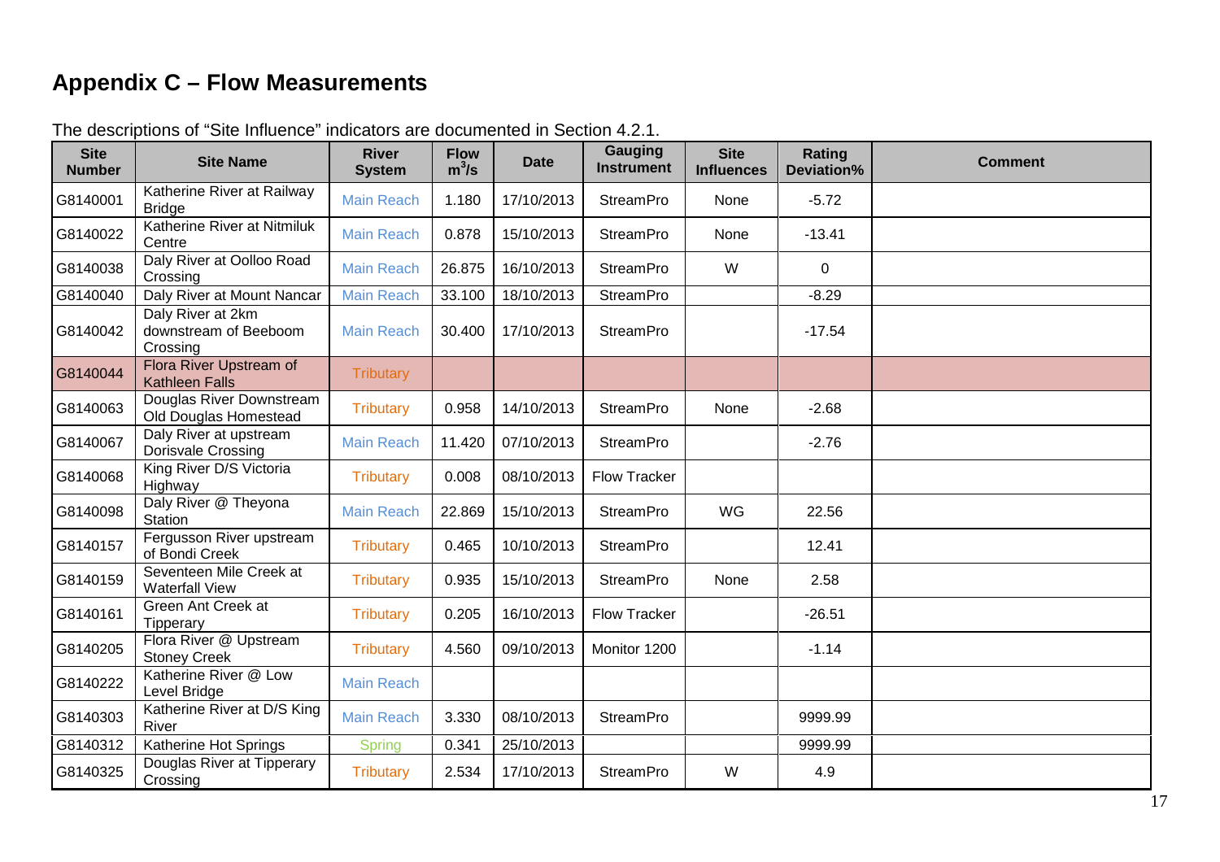# Appendix C – Flow Measurements

The descriptions of "Site Influence" indicators are documented in Section 4.2.1.

| Site Number | Site Name | River System | Flow $m^3/s$ | Date | Gauging Instrument | Site Influences | Rating Deviation% | Comment |
|---|---|---|---|---|---|---|---|---|
| G8140001 | Katherine River at Railway Bridge | Main Reach | 1.180 | 17/10/2013 | StreamPro | None | -5.72 | |
| G8140022 | Katherine River at Nitmiluk Centre | Main Reach | 0.878 | 15/10/2013 | StreamPro | None | -13.41 | |
| G8140038 | Daly River at Oolloo Road Crossing | Main Reach | 26.875 | 16/10/2013 | StreamPro | W | 0 | |
| G8140040 | Daly River at Mount Nancar | Main Reach | 33.100 | 18/10/2013 | StreamPro | | -8.29 | |
| G8140042 | Daly River at 2km downstream of Beeboom Crossing | Main Reach | 30.400 | 17/10/2013 | StreamPro | | -17.54 | |
| G8140044 | Flora River Upstream of Kathleen Falls | Tributary | | | | | | |
| G8140063 | Douglas River Downstream Old Douglas Homestead | Tributary | 0.958 | 14/10/2013 | StreamPro | None | -2.68 | |
| G8140067 | Daly River at upstream Dorisvale Crossing | Main Reach | 11.420 | 07/10/2013 | StreamPro | | -2.76 | |
| G8140068 | King River D/S Victoria Highway | Tributary | 0.008 | 08/10/2013 | Flow Tracker | | | |
| G8140098 | Daly River @ Theyona Station | Main Reach | 22.869 | 15/10/2013 | StreamPro | WG | 22.56 | |
| G8140157 | Fergusson River upstream of Bondi Creek | Tributary | 0.465 | 10/10/2013 | StreamPro | | 12.41 | |
| G8140159 | Seventeen Mile Creek at Waterfall View | Tributary | 0.935 | 15/10/2013 | StreamPro | None | 2.58 | |
| G8140161 | Green Ant Creek at Tipperary | Tributary | 0.205 | 16/10/2013 | Flow Tracker | | -26.51 | |
| G8140205 | Flora River @ Upstream Stoney Creek | Tributary | 4.560 | 09/10/2013 | Monitor 1200 | | -1.14 | |
| G8140222 | Katherine River @ Low Level Bridge | Main Reach | | | | | | |
| G8140303 | Katherine River at D/S King River | Main Reach | 3.330 | 08/10/2013 | StreamPro | | 9999.99 | |
| G8140312 | Katherine Hot Springs | Spring | 0.341 | 25/10/2013 | | | 9999.99 | |
| G8140325 | Douglas River at Tipperary Crossing | Tributary | 2.534 | 17/10/2013 | StreamPro | W | 4.9 | |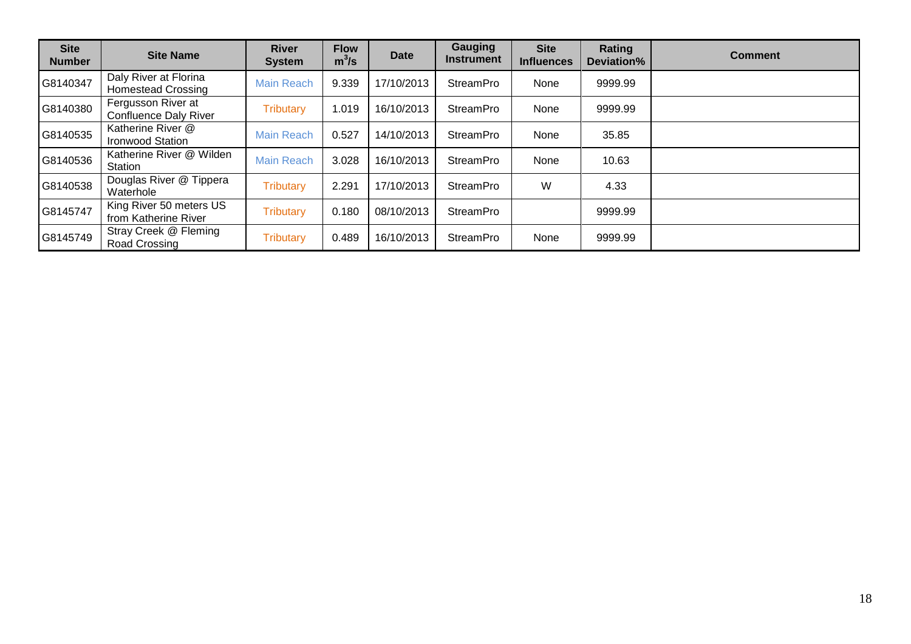| Site Number | Site Name | River System | Flow $m^3/s$ | Date | Gauging Instrument | Site Influences | Rating Deviation% | Comment |
|---|---|---|---|---|---|---|---|---|
| G8140347 | Daly River at Florina Homestead Crossing | Main Reach | 9.339 | 17/10/2013 | StreamPro | None | 9999.99 | |
| G8140380 | Fergusson River at Confluence Daly River | Tributary | 1.019 | 16/10/2013 | StreamPro | None | 9999.99 | |
| G8140535 | Katherine River @ Ironwood Station | Main Reach | 0.527 | 14/10/2013 | StreamPro | None | 35.85 | |
| G8140536 | Katherine River @ Wilden Station | Main Reach | 3.028 | 16/10/2013 | StreamPro | None | 10.63 | |
| G8140538 | Douglas River @ Tippera Waterhole | Tributary | 2.291 | 17/10/2013 | StreamPro | W | 4.33 | |
| G8145747 | King River 50 meters US from Katherine River | Tributary | 0.180 | 08/10/2013 | StreamPro | | 9999.99 | |
| G8145749 | Stray Creek @ Fleming Road Crossing | Tributary | 0.489 | 16/10/2013 | StreamPro | None | 9999.99 | |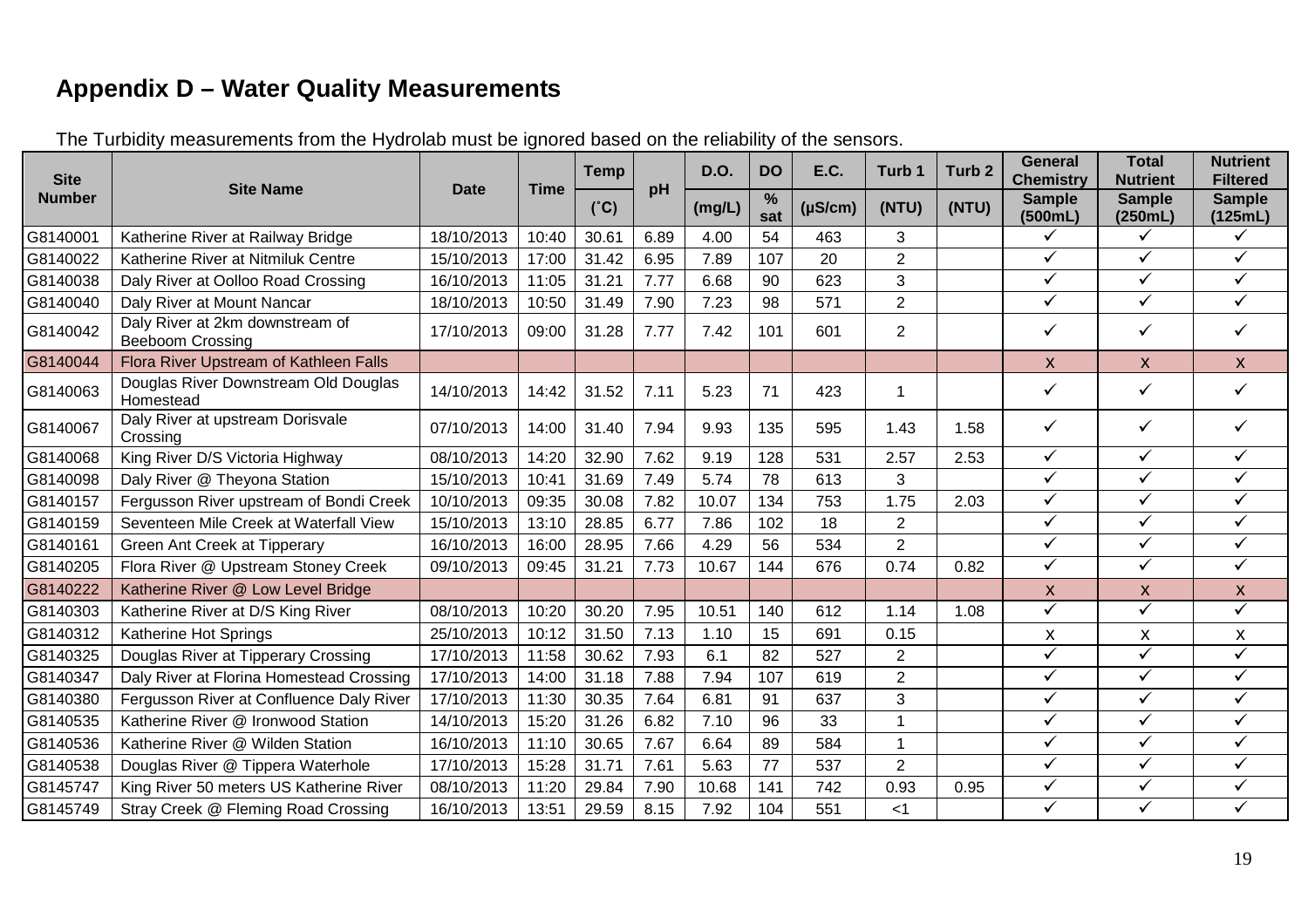# Appendix D – Water Quality Measurements

The Turbidity measurements from the Hydrolab must be ignored based on the reliability of the sensors.

| Site Number | Site Name | Date | Time | Temp (˚C) | pH | D.O. (mg/L) | DO % sat | E.C. (μS/cm) | Turb 1 (NTU) | Turb 2 (NTU) | General Chemistry Sample (500mL) | Total Nutrient Sample (250mL) | Nutrient Filtered Sample (125mL) |
|---|---|---|---|---|---|---|---|---|---|---|---|---|---|
| G8140001 | Katherine River at Railway Bridge | 18/10/2013 | 10:40 | 30.61 | 6.89 | 4.00 | 54 | 463 | 3 | | ✓ | ✓ | ✓ |
| G8140022 | Katherine River at Nitmiluk Centre | 15/10/2013 | 17:00 | 31.42 | 6.95 | 7.89 | 107 | 20 | 2 | | ✓ | ✓ | ✓ |
| G8140038 | Daly River at Oolloo Road Crossing | 16/10/2013 | 11:05 | 31.21 | 7.77 | 6.68 | 90 | 623 | 3 | | ✓ | ✓ | ✓ |
| G8140040 | Daly River at Mount Nancar | 18/10/2013 | 10:50 | 31.49 | 7.90 | 7.23 | 98 | 571 | 2 | | ✓ | ✓ | ✓ |
| G8140042 | Daly River at 2km downstream of Beeboom Crossing | 17/10/2013 | 09:00 | 31.28 | 7.77 | 7.42 | 101 | 601 | 2 | | ✓ | ✓ | ✓ |
| G8140044 | Flora River Upstream of Kathleen Falls | | | | | | | | | | x | x | x |
| G8140063 | Douglas River Downstream Old Douglas Homestead | 14/10/2013 | 14:42 | 31.52 | 7.11 | 5.23 | 71 | 423 | 1 | | ✓ | ✓ | ✓ |
| G8140067 | Daly River at upstream Dorisvale Crossing | 07/10/2013 | 14:00 | 31.40 | 7.94 | 9.93 | 135 | 595 | 1.43 | 1.58 | ✓ | ✓ | ✓ |
| G8140068 | King River D/S Victoria Highway | 08/10/2013 | 14:20 | 32.90 | 7.62 | 9.19 | 128 | 531 | 2.57 | 2.53 | ✓ | ✓ | ✓ |
| G8140098 | Daly River @ Theyona Station | 15/10/2013 | 10:41 | 31.69 | 7.49 | 5.74 | 78 | 613 | 3 | | ✓ | ✓ | ✓ |
| G8140157 | Fergusson River upstream of Bondi Creek | 10/10/2013 | 09:35 | 30.08 | 7.82 | 10.07 | 134 | 753 | 1.75 | 2.03 | ✓ | ✓ | ✓ |
| G8140159 | Seventeen Mile Creek at Waterfall View | 15/10/2013 | 13:10 | 28.85 | 6.77 | 7.86 | 102 | 18 | 2 | | ✓ | ✓ | ✓ |
| G8140161 | Green Ant Creek at Tipperary | 16/10/2013 | 16:00 | 28.95 | 7.66 | 4.29 | 56 | 534 | 2 | | ✓ | ✓ | ✓ |
| G8140205 | Flora River @ Upstream Stoney Creek | 09/10/2013 | 09:45 | 31.21 | 7.73 | 10.67 | 144 | 676 | 0.74 | 0.82 | ✓ | ✓ | ✓ |
| G8140222 | Katherine River @ Low Level Bridge | | | | | | | | | | x | x | x |
| G8140303 | Katherine River at D/S King River | 08/10/2013 | 10:20 | 30.20 | 7.95 | 10.51 | 140 | 612 | 1.14 | 1.08 | ✓ | ✓ | ✓ |
| G8140312 | Katherine Hot Springs | 25/10/2013 | 10:12 | 31.50 | 7.13 | 1.10 | 15 | 691 | 0.15 | | x | x | x |
| G8140325 | Douglas River at Tipperary Crossing | 17/10/2013 | 11:58 | 30.62 | 7.93 | 6.1 | 82 | 527 | 2 | | ✓ | ✓ | ✓ |
| G8140347 | Daly River at Florina Homestead Crossing | 17/10/2013 | 14:00 | 31.18 | 7.88 | 7.94 | 107 | 619 | 2 | | ✓ | ✓ | ✓ |
| G8140380 | Fergusson River at Confluence Daly River | 17/10/2013 | 11:30 | 30.35 | 7.64 | 6.81 | 91 | 637 | 3 | | ✓ | ✓ | ✓ |
| G8140535 | Katherine River @ Ironwood Station | 14/10/2013 | 15:20 | 31.26 | 6.82 | 7.10 | 96 | 33 | 1 | | ✓ | ✓ | ✓ |
| G8140536 | Katherine River @ Wilden Station | 16/10/2013 | 11:10 | 30.65 | 7.67 | 6.64 | 89 | 584 | 1 | | ✓ | ✓ | ✓ |
| G8140538 | Douglas River @ Tippera Waterhole | 17/10/2013 | 15:28 | 31.71 | 7.61 | 5.63 | 77 | 537 | 2 | | ✓ | ✓ | ✓ |
| G8145747 | King River 50 meters US Katherine River | 08/10/2013 | 11:20 | 29.84 | 7.90 | 10.68 | 141 | 742 | 0.93 | 0.95 | ✓ | ✓ | ✓ |
| G8145749 | Stray Creek @ Fleming Road Crossing | 16/10/2013 | 13:51 | 29.59 | 8.15 | 7.92 | 104 | 551 | <1 | | ✓ | ✓ | ✓ |